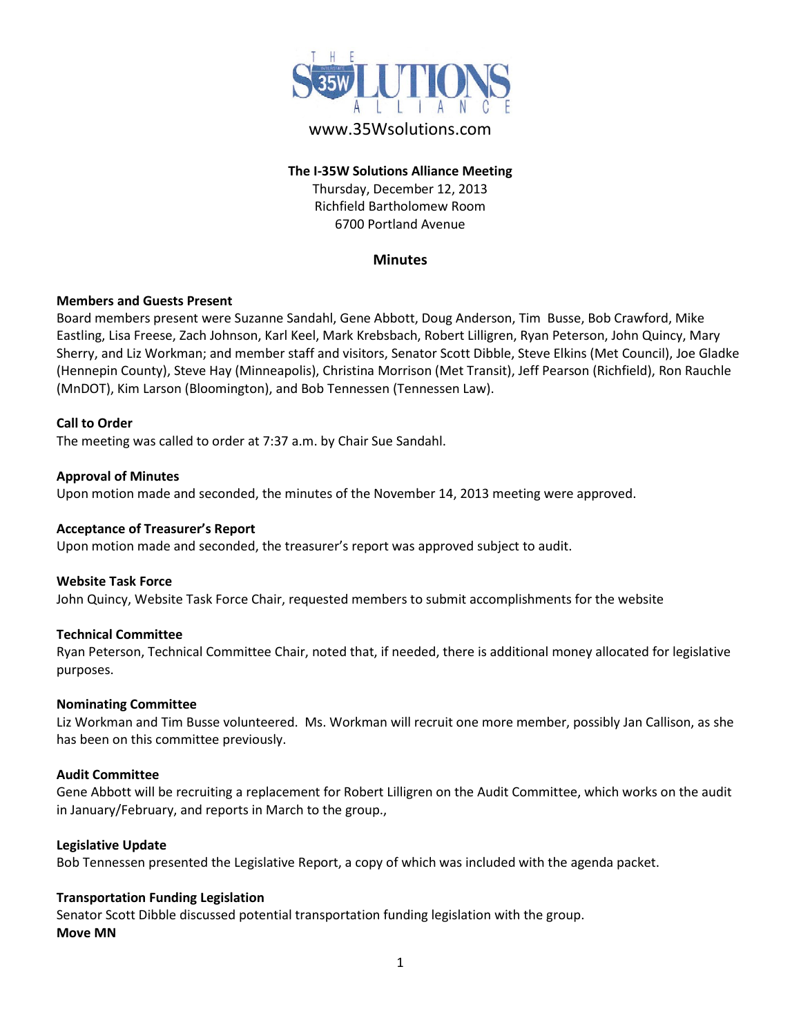www.35Wsolutions.com

**The I-35W Solutions Alliance Meeting**
Thursday, December 12, 2013
Richfield Bartholomew Room
6700 Portland Avenue

## Minutes

**Members and Guests Present**
Board members present were Suzanne Sandahl, Gene Abbott, Doug Anderson, Tim Busse, Bob Crawford, Mike Eastling, Lisa Freese, Zach Johnson, Karl Keel, Mark Krebsbach, Robert Lilligren, Ryan Peterson, John Quincy, Mary Sherry, and Liz Workman; and member staff and visitors, Senator Scott Dibble, Steve Elkins (Met Council), Joe Gladke (Hennepin County), Steve Hay (Minneapolis), Christina Morrison (Met Transit), Jeff Pearson (Richfield), Ron Rauchle (MnDOT), Kim Larson (Bloomington), and Bob Tennessen (Tennessen Law).

**Call to Order**
The meeting was called to order at 7:37 a.m. by Chair Sue Sandahl.

**Approval of Minutes**
Upon motion made and seconded, the minutes of the November 14, 2013 meeting were approved.

**Acceptance of Treasurer's Report**
Upon motion made and seconded, the treasurer's report was approved subject to audit.

**Website Task Force**
John Quincy, Website Task Force Chair, requested members to submit accomplishments for the website

**Technical Committee**
Ryan Peterson, Technical Committee Chair, noted that, if needed, there is additional money allocated for legislative purposes.

**Nominating Committee**
Liz Workman and Tim Busse volunteered. Ms. Workman will recruit one more member, possibly Jan Callison, as she has been on this committee previously.

**Audit Committee**
Gene Abbott will be recruiting a replacement for Robert Lilligren on the Audit Committee, which works on the audit in January/February, and reports in March to the group.,

**Legislative Update**
Bob Tennessen presented the Legislative Report, a copy of which was included with the agenda packet.

**Transportation Funding Legislation**
Senator Scott Dibble discussed potential transportation funding legislation with the group.

**Move MN**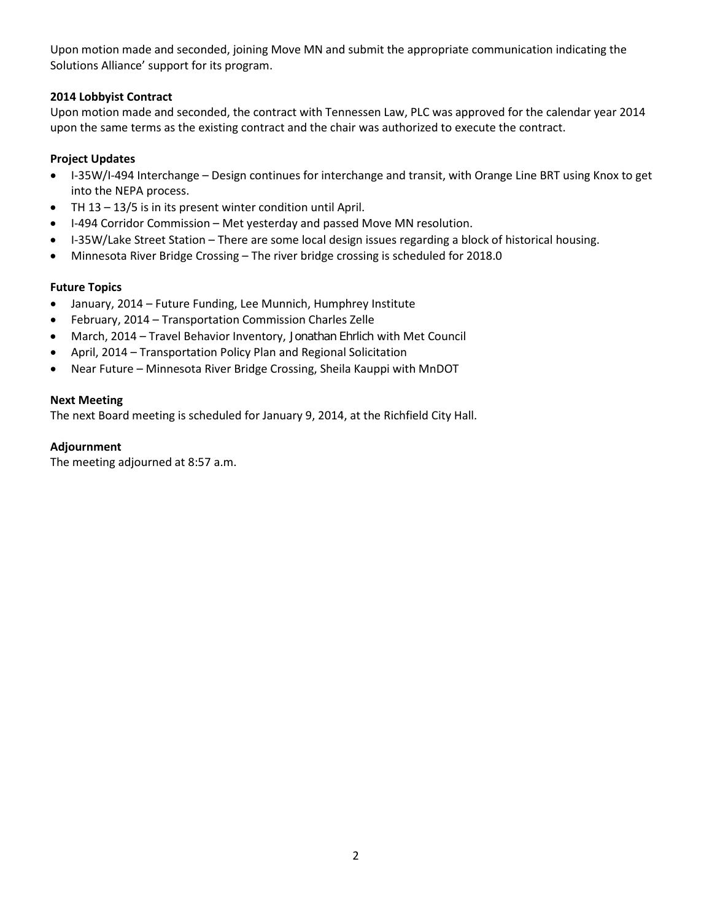Upon motion made and seconded, joining Move MN and submit the appropriate communication indicating the Solutions Alliance' support for its program.

**2014 Lobbyist Contract**

Upon motion made and seconded, the contract with Tennessen Law, PLC was approved for the calendar year 2014 upon the same terms as the existing contract and the chair was authorized to execute the contract.

**Project Updates**

- I-35W/I-494 Interchange – Design continues for interchange and transit, with Orange Line BRT using Knox to get into the NEPA process.
- TH 13 – 13/5 is in its present winter condition until April.
- I-494 Corridor Commission – Met yesterday and passed Move MN resolution.
- I-35W/Lake Street Station – There are some local design issues regarding a block of historical housing.
- Minnesota River Bridge Crossing – The river bridge crossing is scheduled for 2018.0

**Future Topics**

- January, 2014 – Future Funding, Lee Munnich, Humphrey Institute
- February, 2014 – Transportation Commission Charles Zelle
- March, 2014 – Travel Behavior Inventory, Jonathan Ehrlich with Met Council
- April, 2014 – Transportation Policy Plan and Regional Solicitation
- Near Future – Minnesota River Bridge Crossing, Sheila Kauppi with MnDOT

**Next Meeting**

The next Board meeting is scheduled for January 9, 2014, at the Richfield City Hall.

**Adjournment**

The meeting adjourned at 8:57 a.m.